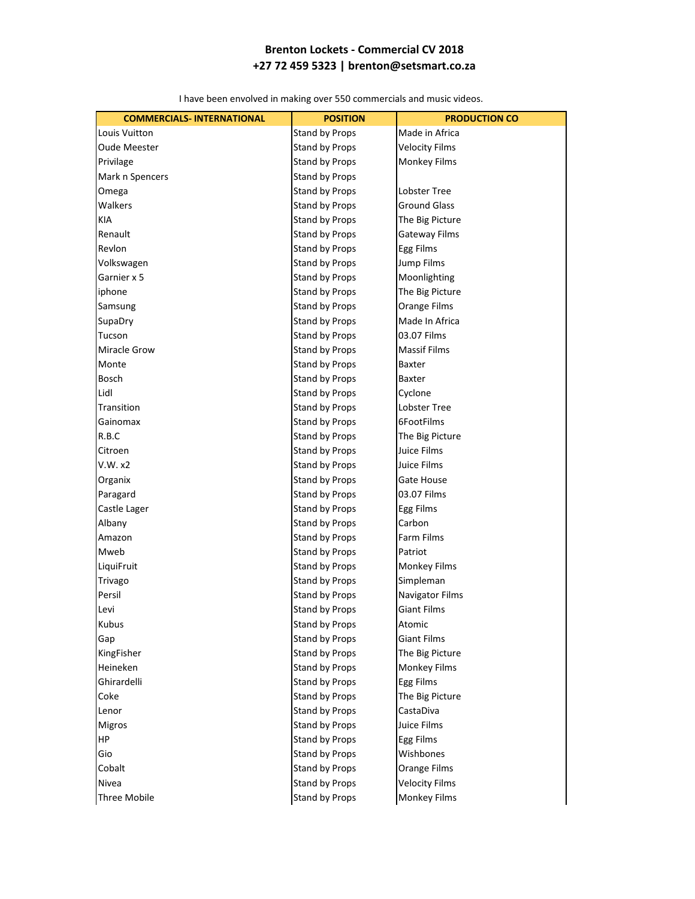# Brenton Lockets - Commercial CV 2018

**+27 72 459 5323 | brenton@setsmart.co.za**

I have been envolved in making over 550 commercials and music videos.

| COMMERCIALS- INTERNATIONAL | POSITION | PRODUCTION CO |
|---|---|---|
| Louis Vuitton | Stand by Props | Made in Africa |
| Oude Meester | Stand by Props | Velocity Films |
| Privilage | Stand by Props | Monkey Films |
| Mark n Spencers | Stand by Props | |
| Omega | Stand by Props | Lobster Tree |
| Walkers | Stand by Props | Ground Glass |
| KIA | Stand by Props | The Big Picture |
| Renault | Stand by Props | Gateway Films |
| Revlon | Stand by Props | Egg Films |
| Volkswagen | Stand by Props | Jump Films |
| Garnier x 5 | Stand by Props | Moonlighting |
| iphone | Stand by Props | The Big Picture |
| Samsung | Stand by Props | Orange Films |
| SupaDry | Stand by Props | Made In Africa |
| Tucson | Stand by Props | 03.07 Films |
| Miracle Grow | Stand by Props | Massif Films |
| Monte | Stand by Props | Baxter |
| Bosch | Stand by Props | Baxter |
| Lidl | Stand by Props | Cyclone |
| Transition | Stand by Props | Lobster Tree |
| Gainomax | Stand by Props | 6FootFilms |
| R.B.C | Stand by Props | The Big Picture |
| Citroen | Stand by Props | Juice Films |
| V.W. x2 | Stand by Props | Juice Films |
| Organix | Stand by Props | Gate House |
| Paragard | Stand by Props | 03.07 Films |
| Castle Lager | Stand by Props | Egg Films |
| Albany | Stand by Props | Carbon |
| Amazon | Stand by Props | Farm Films |
| Mweb | Stand by Props | Patriot |
| LiquiFruit | Stand by Props | Monkey Films |
| Trivago | Stand by Props | Simpleman |
| Persil | Stand by Props | Navigator Films |
| Levi | Stand by Props | Giant Films |
| Kubus | Stand by Props | Atomic |
| Gap | Stand by Props | Giant Films |
| KingFisher | Stand by Props | The Big Picture |
| Heineken | Stand by Props | Monkey Films |
| Ghirardelli | Stand by Props | Egg Films |
| Coke | Stand by Props | The Big Picture |
| Lenor | Stand by Props | CastaDiva |
| Migros | Stand by Props | Juice Films |
| HP | Stand by Props | Egg Films |
| Gio | Stand by Props | Wishbones |
| Cobalt | Stand by Props | Orange Films |
| Nivea | Stand by Props | Velocity Films |
| Three Mobile | Stand by Props | Monkey Films |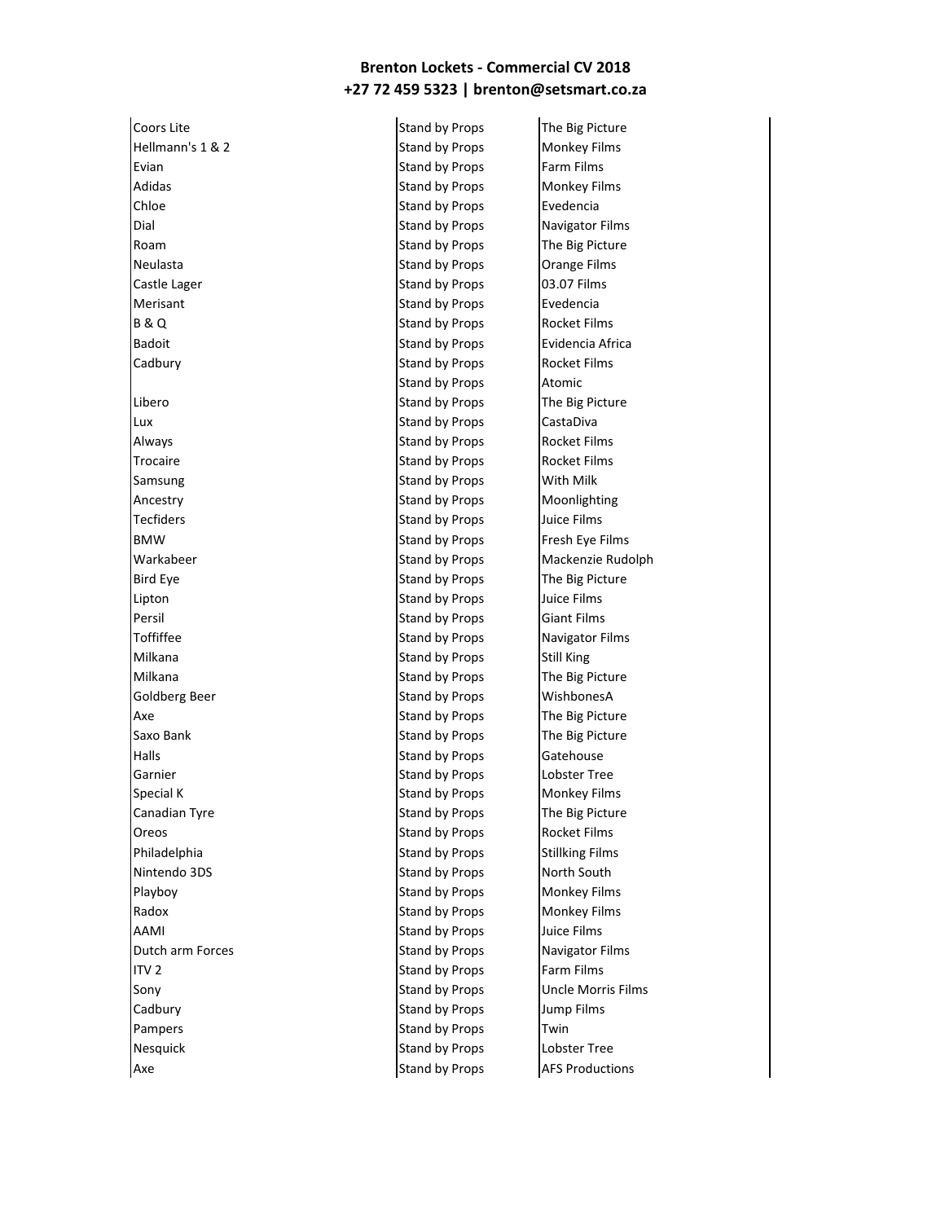**Brenton Lockets - Commercial CV 2018**
**+27 72 459 5323 | brenton@setsmart.co.za**

| | | |
|---|---|---|
| Coors Lite | Stand by Props | The Big Picture |
| Hellmann's 1 & 2 | Stand by Props | Monkey Films |
| Evian | Stand by Props | Farm Films |
| Adidas | Stand by Props | Monkey Films |
| Chloe | Stand by Props | Evedencia |
| Dial | Stand by Props | Navigator Films |
| Roam | Stand by Props | The Big Picture |
| Neulasta | Stand by Props | Orange Films |
| Castle Lager | Stand by Props | 03.07 Films |
| Merisant | Stand by Props | Evedencia |
| B & Q | Stand by Props | Rocket Films |
| Badoit | Stand by Props | Evidencia Africa |
| Cadbury | Stand by Props | Rocket Films |
| | Stand by Props | Atomic |
| Libero | Stand by Props | The Big Picture |
| Lux | Stand by Props | CastaDiva |
| Always | Stand by Props | Rocket Films |
| Trocaire | Stand by Props | Rocket Films |
| Samsung | Stand by Props | With Milk |
| Ancestry | Stand by Props | Moonlighting |
| Tecfiders | Stand by Props | Juice Films |
| BMW | Stand by Props | Fresh Eye Films |
| Warkabeer | Stand by Props | Mackenzie Rudolph |
| Bird Eye | Stand by Props | The Big Picture |
| Lipton | Stand by Props | Juice Films |
| Persil | Stand by Props | Giant Films |
| Toffiffee | Stand by Props | Navigator Films |
| Milkana | Stand by Props | Still King |
| Milkana | Stand by Props | The Big Picture |
| Goldberg Beer | Stand by Props | WishbonesA |
| Axe | Stand by Props | The Big Picture |
| Saxo Bank | Stand by Props | The Big Picture |
| Halls | Stand by Props | Gatehouse |
| Garnier | Stand by Props | Lobster Tree |
| Special K | Stand by Props | Monkey Films |
| Canadian Tyre | Stand by Props | The Big Picture |
| Oreos | Stand by Props | Rocket Films |
| Philadelphia | Stand by Props | Stillking Films |
| Nintendo 3DS | Stand by Props | North South |
| Playboy | Stand by Props | Monkey Films |
| Radox | Stand by Props | Monkey Films |
| AAMI | Stand by Props | Juice Films |
| Dutch arm Forces | Stand by Props | Navigator Films |
| ITV 2 | Stand by Props | Farm Films |
| Sony | Stand by Props | Uncle Morris Films |
| Cadbury | Stand by Props | Jump Films |
| Pampers | Stand by Props | Twin |
| Nesquick | Stand by Props | Lobster Tree |
| Axe | Stand by Props | AFS Productions |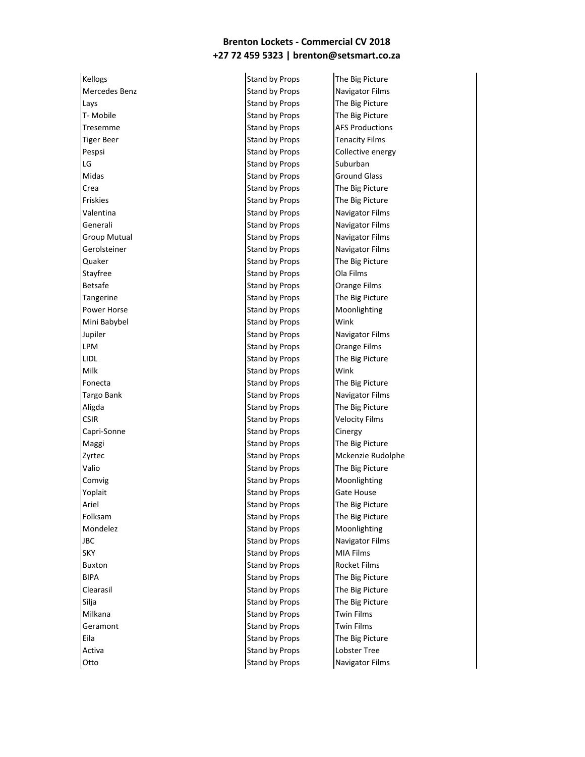| | | |
|---|---|---|
| Kellogs | Stand by Props | The Big Picture |
| Mercedes Benz | Stand by Props | Navigator Films |
| Lays | Stand by Props | The Big Picture |
| T- Mobile | Stand by Props | The Big Picture |
| Tresemme | Stand by Props | AFS Productions |
| Tiger Beer | Stand by Props | Tenacity Films |
| Pespsi | Stand by Props | Collective energy |
| LG | Stand by Props | Suburban |
| Midas | Stand by Props | Ground Glass |
| Crea | Stand by Props | The Big Picture |
| Friskies | Stand by Props | The Big Picture |
| Valentina | Stand by Props | Navigator Films |
| Generali | Stand by Props | Navigator Films |
| Group Mutual | Stand by Props | Navigator Films |
| Gerolsteiner | Stand by Props | Navigator Films |
| Quaker | Stand by Props | The Big Picture |
| Stayfree | Stand by Props | Ola Films |
| Betsafe | Stand by Props | Orange Films |
| Tangerine | Stand by Props | The Big Picture |
| Power Horse | Stand by Props | Moonlighting |
| Mini Babybel | Stand by Props | Wink |
| Jupiler | Stand by Props | Navigator Films |
| LPM | Stand by Props | Orange Films |
| LIDL | Stand by Props | The Big Picture |
| Milk | Stand by Props | Wink |
| Fonecta | Stand by Props | The Big Picture |
| Targo Bank | Stand by Props | Navigator Films |
| Aligda | Stand by Props | The Big Picture |
| CSIR | Stand by Props | Velocity Films |
| Capri-Sonne | Stand by Props | Cinergy |
| Maggi | Stand by Props | The Big Picture |
| Zyrtec | Stand by Props | Mckenzie Rudolphe |
| Valio | Stand by Props | The Big Picture |
| Comvig | Stand by Props | Moonlighting |
| Yoplait | Stand by Props | Gate House |
| Ariel | Stand by Props | The Big Picture |
| Folksam | Stand by Props | The Big Picture |
| Mondelez | Stand by Props | Moonlighting |
| JBC | Stand by Props | Navigator Films |
| SKY | Stand by Props | MIA Films |
| Buxton | Stand by Props | Rocket Films |
| BIPA | Stand by Props | The Big Picture |
| Clearasil | Stand by Props | The Big Picture |
| Silja | Stand by Props | The Big Picture |
| Milkana | Stand by Props | Twin Films |
| Geramont | Stand by Props | Twin Films |
| Eila | Stand by Props | The Big Picture |
| Activa | Stand by Props | Lobster Tree |
| Otto | Stand by Props | Navigator Films |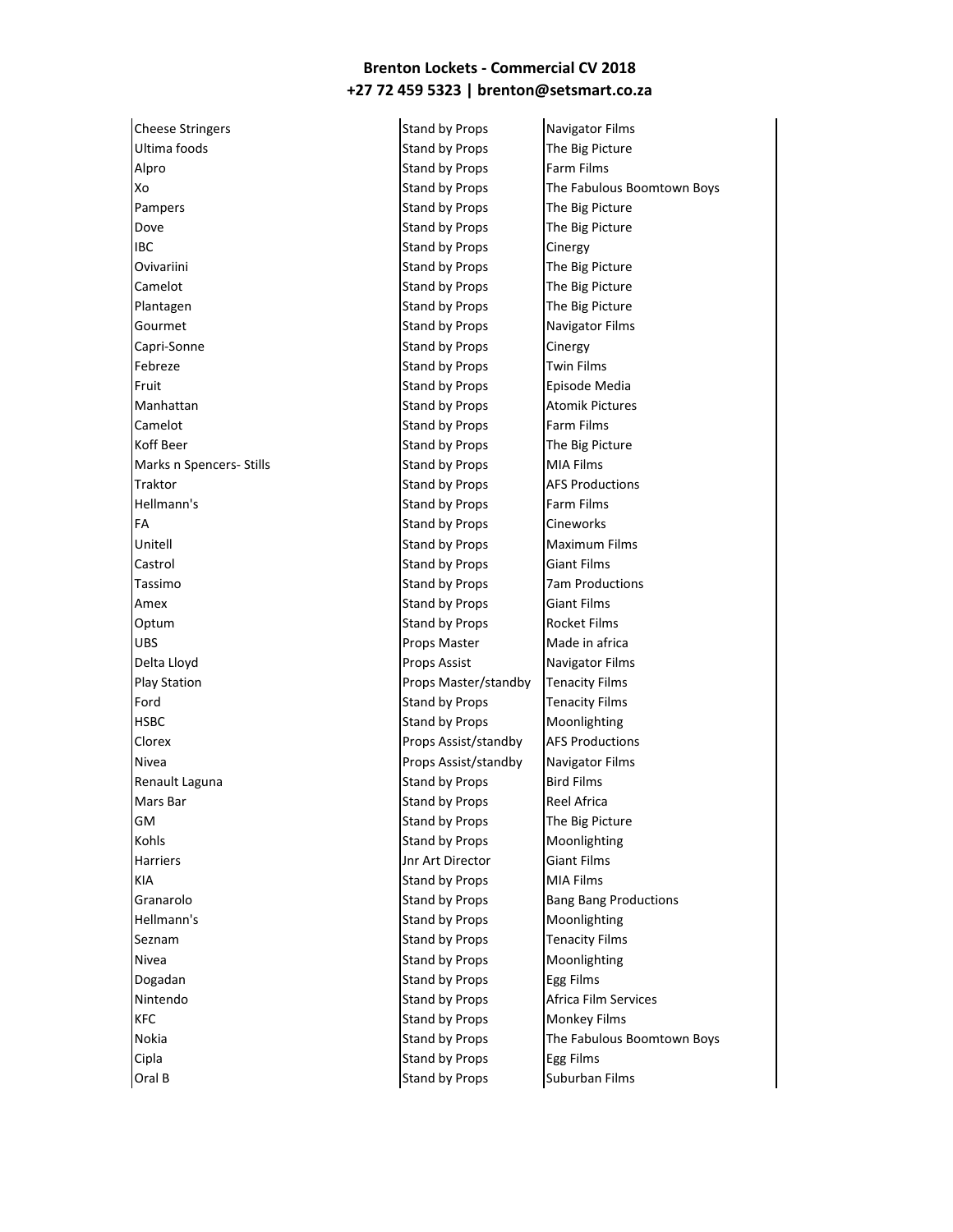**Brenton Lockets - Commercial CV 2018**
**+27 72 459 5323 | brenton@setsmart.co.za**

| | | |
|---|---|---|
| Cheese Stringers | Stand by Props | Navigator Films |
| Ultima foods | Stand by Props | The Big Picture |
| Alpro | Stand by Props | Farm Films |
| Xo | Stand by Props | The Fabulous Boomtown Boys |
| Pampers | Stand by Props | The Big Picture |
| Dove | Stand by Props | The Big Picture |
| IBC | Stand by Props | Cinergy |
| Ovivariini | Stand by Props | The Big Picture |
| Camelot | Stand by Props | The Big Picture |
| Plantagen | Stand by Props | The Big Picture |
| Gourmet | Stand by Props | Navigator Films |
| Capri-Sonne | Stand by Props | Cinergy |
| Febreze | Stand by Props | Twin Films |
| Fruit | Stand by Props | Episode Media |
| Manhattan | Stand by Props | Atomik Pictures |
| Camelot | Stand by Props | Farm Films |
| Koff Beer | Stand by Props | The Big Picture |
| Marks n Spencers- Stills | Stand by Props | MIA Films |
| Traktor | Stand by Props | AFS Productions |
| Hellmann's | Stand by Props | Farm Films |
| FA | Stand by Props | Cineworks |
| Unitell | Stand by Props | Maximum Films |
| Castrol | Stand by Props | Giant Films |
| Tassimo | Stand by Props | 7am Productions |
| Amex | Stand by Props | Giant Films |
| Optum | Stand by Props | Rocket Films |
| UBS | Props Master | Made in africa |
| Delta Lloyd | Props Assist | Navigator Films |
| Play Station | Props Master/standby | Tenacity Films |
| Ford | Stand by Props | Tenacity Films |
| HSBC | Stand by Props | Moonlighting |
| Clorex | Props Assist/standby | AFS Productions |
| Nivea | Props Assist/standby | Navigator Films |
| Renault Laguna | Stand by Props | Bird Films |
| Mars Bar | Stand by Props | Reel Africa |
| GM | Stand by Props | The Big Picture |
| Kohls | Stand by Props | Moonlighting |
| Harriers | Jnr Art Director | Giant Films |
| KIA | Stand by Props | MIA Films |
| Granarolo | Stand by Props | Bang Bang Productions |
| Hellmann's | Stand by Props | Moonlighting |
| Seznam | Stand by Props | Tenacity Films |
| Nivea | Stand by Props | Moonlighting |
| Dogadan | Stand by Props | Egg Films |
| Nintendo | Stand by Props | Africa Film Services |
| KFC | Stand by Props | Monkey Films |
| Nokia | Stand by Props | The Fabulous Boomtown Boys |
| Cipla | Stand by Props | Egg Films |
| Oral B | Stand by Props | Suburban Films |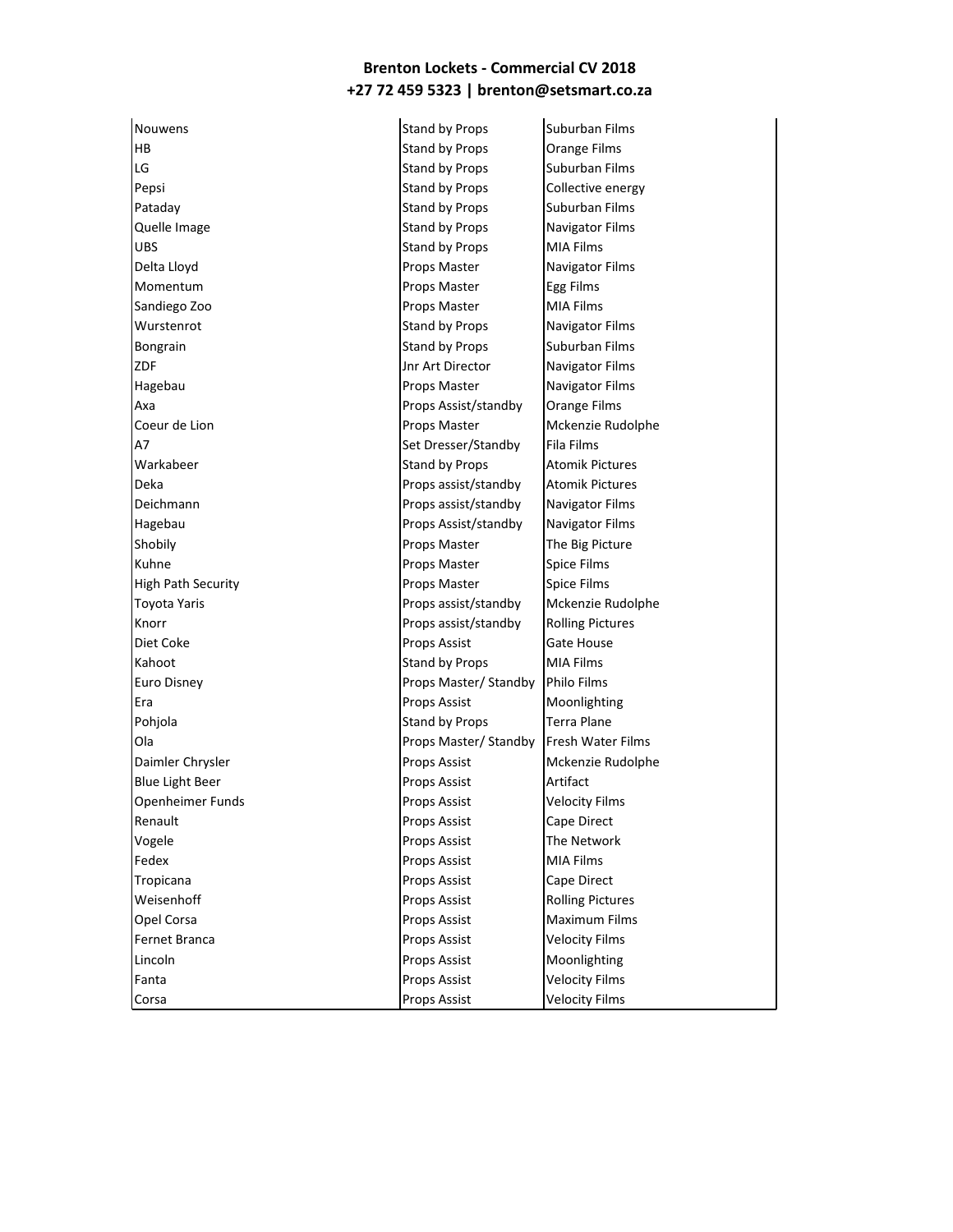| | | |
|---|---|---|
| Nouwens | Stand by Props | Suburban Films |
| HB | Stand by Props | Orange Films |
| LG | Stand by Props | Suburban Films |
| Pepsi | Stand by Props | Collective energy |
| Pataday | Stand by Props | Suburban Films |
| Quelle Image | Stand by Props | Navigator Films |
| UBS | Stand by Props | MIA Films |
| Delta Lloyd | Props Master | Navigator Films |
| Momentum | Props Master | Egg Films |
| Sandiego Zoo | Props Master | MIA Films |
| Wurstenrot | Stand by Props | Navigator Films |
| Bongrain | Stand by Props | Suburban Films |
| ZDF | Jnr Art Director | Navigator Films |
| Hagebau | Props Master | Navigator Films |
| Axa | Props Assist/standby | Orange Films |
| Coeur de Lion | Props Master | Mckenzie Rudolphe |
| A7 | Set Dresser/Standby | Fila Films |
| Warkabeer | Stand by Props | Atomik Pictures |
| Deka | Props assist/standby | Atomik Pictures |
| Deichmann | Props assist/standby | Navigator Films |
| Hagebau | Props Assist/standby | Navigator Films |
| Shobily | Props Master | The Big Picture |
| Kuhne | Props Master | Spice Films |
| High Path Security | Props Master | Spice Films |
| Toyota Yaris | Props assist/standby | Mckenzie Rudolphe |
| Knorr | Props assist/standby | Rolling Pictures |
| Diet Coke | Props Assist | Gate House |
| Kahoot | Stand by Props | MIA Films |
| Euro Disney | Props Master/ Standby | Philo Films |
| Era | Props Assist | Moonlighting |
| Pohjola | Stand by Props | Terra Plane |
| Ola | Props Master/ Standby | Fresh Water Films |
| Daimler Chrysler | Props Assist | Mckenzie Rudolphe |
| Blue Light Beer | Props Assist | Artifact |
| Openheimer Funds | Props Assist | Velocity Films |
| Renault | Props Assist | Cape Direct |
| Vogele | Props Assist | The Network |
| Fedex | Props Assist | MIA Films |
| Tropicana | Props Assist | Cape Direct |
| Weisenhoff | Props Assist | Rolling Pictures |
| Opel Corsa | Props Assist | Maximum Films |
| Fernet Branca | Props Assist | Velocity Films |
| Lincoln | Props Assist | Moonlighting |
| Fanta | Props Assist | Velocity Films |
| Corsa | Props Assist | Velocity Films |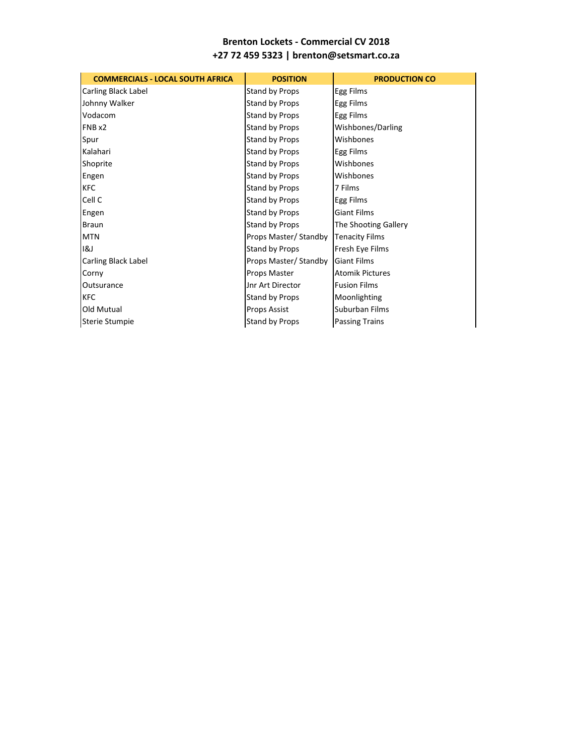**Brenton Lockets - Commercial CV 2018**
**+27 72 459 5323 | brenton@setsmart.co.za**

| COMMERCIALS - LOCAL SOUTH AFRICA | POSITION | PRODUCTION CO |
|---|---|---|
| Carling Black Label | Stand by Props | Egg Films |
| Johnny Walker | Stand by Props | Egg Films |
| Vodacom | Stand by Props | Egg Films |
| FNB x2 | Stand by Props | Wishbones/Darling |
| Spur | Stand by Props | Wishbones |
| Kalahari | Stand by Props | Egg Films |
| Shoprite | Stand by Props | Wishbones |
| Engen | Stand by Props | Wishbones |
| KFC | Stand by Props | 7 Films |
| Cell C | Stand by Props | Egg Films |
| Engen | Stand by Props | Giant Films |
| Braun | Stand by Props | The Shooting Gallery |
| MTN | Props Master/ Standby | Tenacity Films |
| I&J | Stand by Props | Fresh Eye Films |
| Carling Black Label | Props Master/ Standby | Giant Films |
| Corny | Props Master | Atomik Pictures |
| Outsurance | Jnr Art Director | Fusion Films |
| KFC | Stand by Props | Moonlighting |
| Old Mutual | Props Assist | Suburban Films |
| Sterie Stumpie | Stand by Props | Passing Trains |